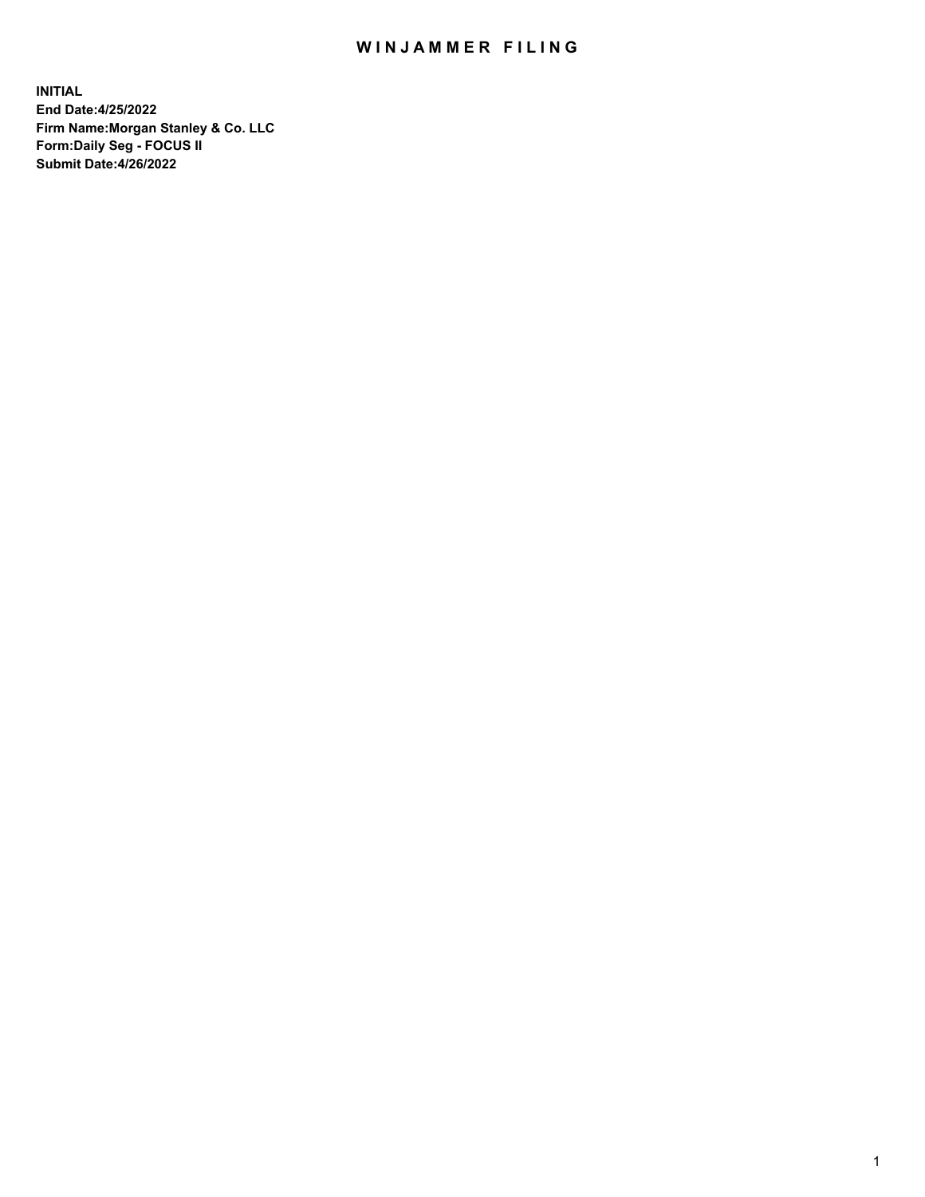# WINJAMMER FILING

**INITIAL**
**End Date:4/25/2022**
**Firm Name:Morgan Stanley & Co. LLC**
**Form:Daily Seg - FOCUS II**
**Submit Date:4/26/2022**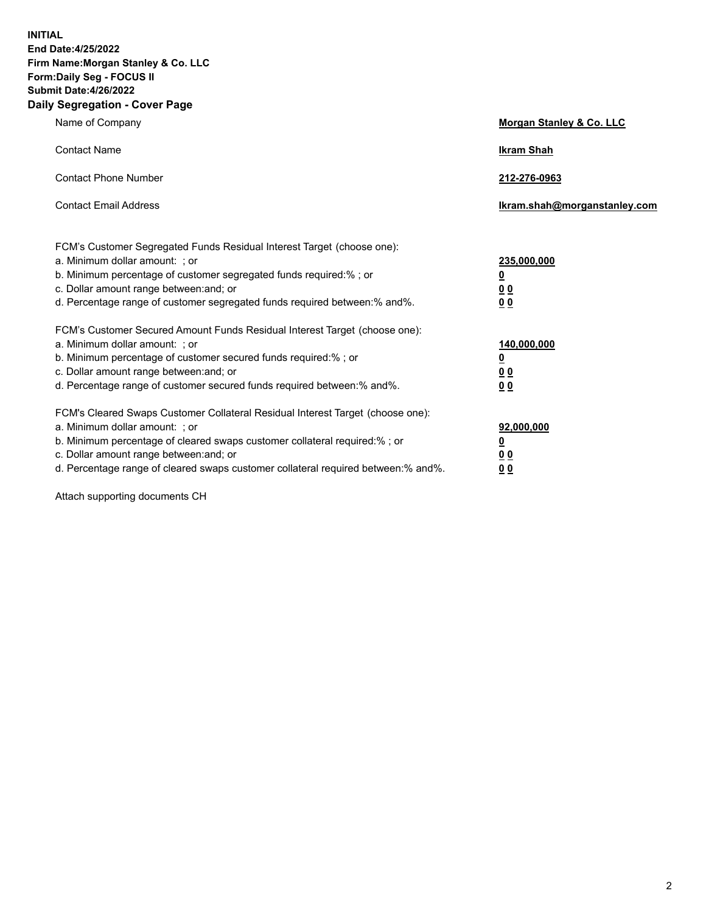**INITIAL**
**End Date:4/25/2022**
**Firm Name:Morgan Stanley & Co. LLC**
**Form:Daily Seg - FOCUS II**
**Submit Date:4/26/2022**

## Daily Segregation - Cover Page

| | |
|---|---|
| Name of Company | **Morgan Stanley & Co. LLC** |
| Contact Name | **Ikram Shah** |
| Contact Phone Number | **212-276-0963** |
| Contact Email Address | **Ikram.shah@morganstanley.com** |

| | |
|---|---|
| FCM's Customer Segregated Funds Residual Interest Target (choose one): | |
| a. Minimum dollar amount: ; or | **235,000,000** |
| b. Minimum percentage of customer segregated funds required:% ; or | **0** |
| c. Dollar amount range between:and; or | **0 0** |
| d. Percentage range of customer segregated funds required between:% and%. | **0 0** |
| FCM's Customer Secured Amount Funds Residual Interest Target (choose one): | |
| a. Minimum dollar amount: ; or | **140,000,000** |
| b. Minimum percentage of customer secured funds required:% ; or | **0** |
| c. Dollar amount range between:and; or | **0 0** |
| d. Percentage range of customer secured funds required between:% and%. | **0 0** |
| FCM's Cleared Swaps Customer Collateral Residual Interest Target (choose one): | |
| a. Minimum dollar amount: ; or | **92,000,000** |
| b. Minimum percentage of cleared swaps customer collateral required:% ; or | **0** |
| c. Dollar amount range between:and; or | **0 0** |
| d. Percentage range of cleared swaps customer collateral required between:% and%. | **0 0** |

Attach supporting documents CH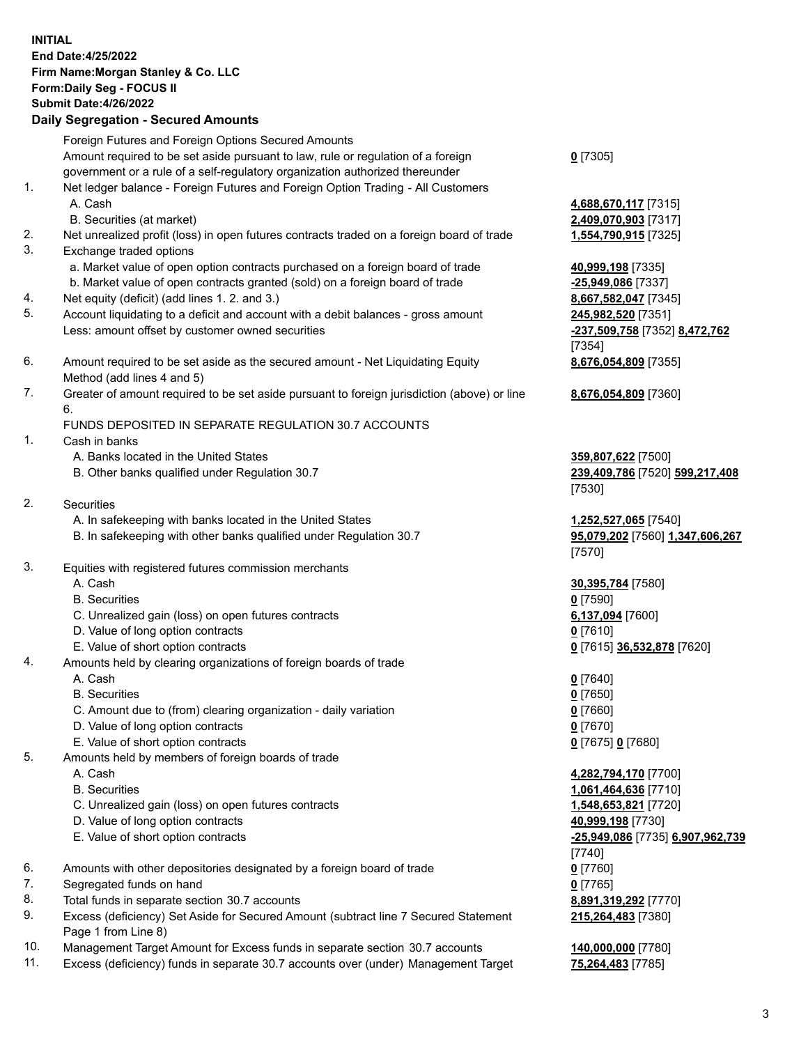**INITIAL**
**End Date:4/25/2022**
**Firm Name:Morgan Stanley & Co. LLC**
**Form:Daily Seg - FOCUS II**
**Submit Date:4/26/2022**

### Daily Segregation - Secured Amounts

| | | |
|---|---|---|
| | Foreign Futures and Foreign Options Secured Amounts | |
| | Amount required to be set aside pursuant to law, rule or regulation of a foreign government or a rule of a self-regulatory organization authorized thereunder | **0** [7305] |
| 1. | Net ledger balance - Foreign Futures and Foreign Option Trading - All Customers | |
| | A. Cash | **4,688,670,117** [7315] |
| | B. Securities (at market) | **2,409,070,903** [7317] |
| 2. | Net unrealized profit (loss) in open futures contracts traded on a foreign board of trade | **1,554,790,915** [7325] |
| 3. | Exchange traded options | |
| | a. Market value of open option contracts purchased on a foreign board of trade | **40,999,198** [7335] |
| | b. Market value of open contracts granted (sold) on a foreign board of trade | **-25,949,086** [7337] |
| 4. | Net equity (deficit) (add lines 1. 2. and 3.) | **8,667,582,047** [7345] |
| 5. | Account liquidating to a deficit and account with a debit balances - gross amount | **245,982,520** [7351] |
| | Less: amount offset by customer owned securities | **-237,509,758** [7352] **8,472,762** [7354] |
| 6. | Amount required to be set aside as the secured amount - Net Liquidating Equity Method (add lines 4 and 5) | **8,676,054,809** [7355] |
| 7. | Greater of amount required to be set aside pursuant to foreign jurisdiction (above) or line 6. | **8,676,054,809** [7360] |
| | FUNDS DEPOSITED IN SEPARATE REGULATION 30.7 ACCOUNTS | |
| 1. | Cash in banks | |
| | A. Banks located in the United States | **359,807,622** [7500] |
| | B. Other banks qualified under Regulation 30.7 | **239,409,786** [7520] **599,217,408** [7530] |
| 2. | Securities | |
| | A. In safekeeping with banks located in the United States | **1,252,527,065** [7540] |
| | B. In safekeeping with other banks qualified under Regulation 30.7 | **95,079,202** [7560] **1,347,606,267** [7570] |
| 3. | Equities with registered futures commission merchants | |
| | A. Cash | **30,395,784** [7580] |
| | B. Securities | **0** [7590] |
| | C. Unrealized gain (loss) on open futures contracts | **6,137,094** [7600] |
| | D. Value of long option contracts | **0** [7610] |
| | E. Value of short option contracts | **0** [7615] **36,532,878** [7620] |
| 4. | Amounts held by clearing organizations of foreign boards of trade | |
| | A. Cash | **0** [7640] |
| | B. Securities | **0** [7650] |
| | C. Amount due to (from) clearing organization - daily variation | **0** [7660] |
| | D. Value of long option contracts | **0** [7670] |
| | E. Value of short option contracts | **0** [7675] **0** [7680] |
| 5. | Amounts held by members of foreign boards of trade | |
| | A. Cash | **4,282,794,170** [7700] |
| | B. Securities | **1,061,464,636** [7710] |
| | C. Unrealized gain (loss) on open futures contracts | **1,548,653,821** [7720] |
| | D. Value of long option contracts | **40,999,198** [7730] |
| | E. Value of short option contracts | **-25,949,086** [7735] **6,907,962,739** [7740] |
| 6. | Amounts with other depositories designated by a foreign board of trade | **0** [7760] |
| 7. | Segregated funds on hand | **0** [7765] |
| 8. | Total funds in separate section 30.7 accounts | **8,891,319,292** [7770] |
| 9. | Excess (deficiency) Set Aside for Secured Amount (subtract line 7 Secured Statement Page 1 from Line 8) | **215,264,483** [7380] |
| 10. | Management Target Amount for Excess funds in separate section 30.7 accounts | **140,000,000** [7780] |
| 11. | Excess (deficiency) funds in separate 30.7 accounts over (under) Management Target | **75,264,483** [7785] |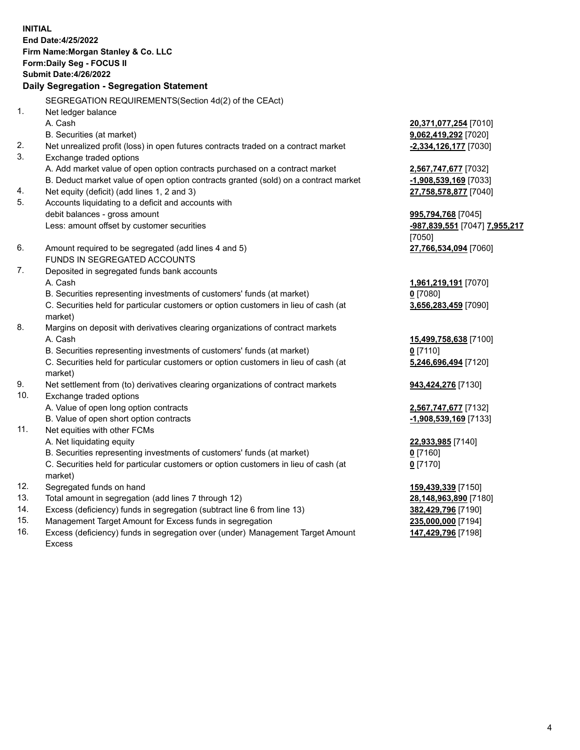**INITIAL**
**End Date:4/25/2022**
**Firm Name:Morgan Stanley & Co. LLC**
**Form:Daily Seg - FOCUS II**
**Submit Date:4/26/2022**

## Daily Segregation - Segregation Statement

SEGREGATION REQUIREMENTS(Section 4d(2) of the CEAct)

| | | |
|---|---|---|
| 1. | Net ledger balance | |
| | A. Cash | **20,371,077,254** [7010] |
| | B. Securities (at market) | **9,062,419,292** [7020] |
| 2. | Net unrealized profit (loss) in open futures contracts traded on a contract market | **-2,334,126,177** [7030] |
| 3. | Exchange traded options | |
| | A. Add market value of open option contracts purchased on a contract market | **2,567,747,677** [7032] |
| | B. Deduct market value of open option contracts granted (sold) on a contract market | **-1,908,539,169** [7033] |
| 4. | Net equity (deficit) (add lines 1, 2 and 3) | **27,758,578,877** [7040] |
| 5. | Accounts liquidating to a deficit and accounts with debit balances - gross amount | **995,794,768** [7045] |
| | Less: amount offset by customer securities | **-987,839,551** [7047] **7,955,217** [7050] |
| 6. | Amount required to be segregated (add lines 4 and 5) | **27,766,534,094** [7060] |
| | FUNDS IN SEGREGATED ACCOUNTS | |
| 7. | Deposited in segregated funds bank accounts | |
| | A. Cash | **1,961,219,191** [7070] |
| | B. Securities representing investments of customers' funds (at market) | **0** [7080] |
| | C. Securities held for particular customers or option customers in lieu of cash (at market) | **3,656,283,459** [7090] |
| 8. | Margins on deposit with derivatives clearing organizations of contract markets | |
| | A. Cash | **15,499,758,638** [7100] |
| | B. Securities representing investments of customers' funds (at market) | **0** [7110] |
| | C. Securities held for particular customers or option customers in lieu of cash (at market) | **5,246,696,494** [7120] |
| 9. | Net settlement from (to) derivatives clearing organizations of contract markets | **943,424,276** [7130] |
| 10. | Exchange traded options | |
| | A. Value of open long option contracts | **2,567,747,677** [7132] |
| | B. Value of open short option contracts | **-1,908,539,169** [7133] |
| 11. | Net equities with other FCMs | |
| | A. Net liquidating equity | **22,933,985** [7140] |
| | B. Securities representing investments of customers' funds (at market) | **0** [7160] |
| | C. Securities held for particular customers or option customers in lieu of cash (at market) | **0** [7170] |
| 12. | Segregated funds on hand | **159,439,339** [7150] |
| 13. | Total amount in segregation (add lines 7 through 12) | **28,148,963,890** [7180] |
| 14. | Excess (deficiency) funds in segregation (subtract line 6 from line 13) | **382,429,796** [7190] |
| 15. | Management Target Amount for Excess funds in segregation | **235,000,000** [7194] |
| 16. | Excess (deficiency) funds in segregation over (under) Management Target Amount Excess | **147,429,796** [7198] |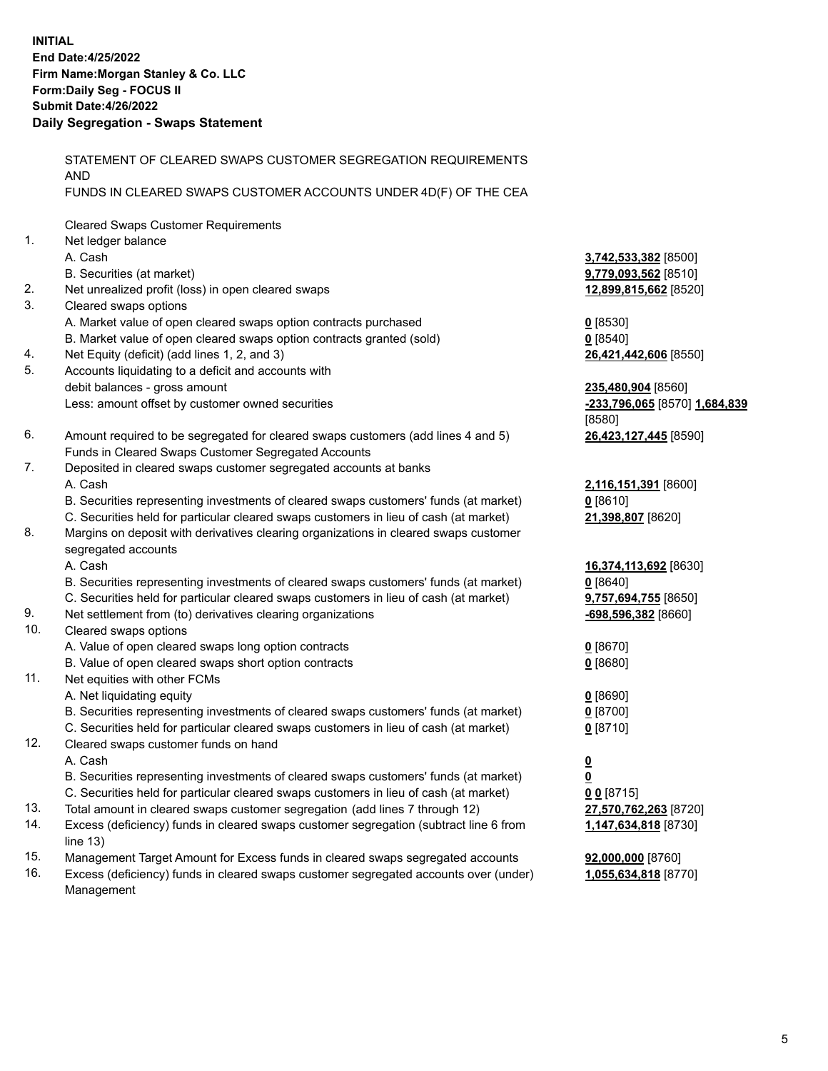**INITIAL**
**End Date:4/25/2022**
**Firm Name:Morgan Stanley & Co. LLC**
**Form:Daily Seg - FOCUS II**
**Submit Date:4/26/2022**
**Daily Segregation - Swaps Statement**

STATEMENT OF CLEARED SWAPS CUSTOMER SEGREGATION REQUIREMENTS AND
FUNDS IN CLEARED SWAPS CUSTOMER ACCOUNTS UNDER 4D(F) OF THE CEA

| | | |
|---|---|---|
| | Cleared Swaps Customer Requirements | |
| 1. | Net ledger balance | |
| | A. Cash | **3,742,533,382** [8500] |
| | B. Securities (at market) | **9,779,093,562** [8510] |
| 2. | Net unrealized profit (loss) in open cleared swaps | **12,899,815,662** [8520] |
| 3. | Cleared swaps options | |
| | A. Market value of open cleared swaps option contracts purchased | **0** [8530] |
| | B. Market value of open cleared swaps option contracts granted (sold) | **0** [8540] |
| 4. | Net Equity (deficit) (add lines 1, 2, and 3) | **26,421,442,606** [8550] |
| 5. | Accounts liquidating to a deficit and accounts with debit balances - gross amount | **235,480,904** [8560] |
| | Less: amount offset by customer owned securities | **-233,796,065** [8570] **1,684,839** [8580] |
| 6. | Amount required to be segregated for cleared swaps customers (add lines 4 and 5) | **26,423,127,445** [8590] |
| | Funds in Cleared Swaps Customer Segregated Accounts | |
| 7. | Deposited in cleared swaps customer segregated accounts at banks | |
| | A. Cash | **2,116,151,391** [8600] |
| | B. Securities representing investments of cleared swaps customers' funds (at market) | **0** [8610] |
| | C. Securities held for particular cleared swaps customers in lieu of cash (at market) | **21,398,807** [8620] |
| 8. | Margins on deposit with derivatives clearing organizations in cleared swaps customer segregated accounts | |
| | A. Cash | **16,374,113,692** [8630] |
| | B. Securities representing investments of cleared swaps customers' funds (at market) | **0** [8640] |
| | C. Securities held for particular cleared swaps customers in lieu of cash (at market) | **9,757,694,755** [8650] |
| 9. | Net settlement from (to) derivatives clearing organizations | **-698,596,382** [8660] |
| 10. | Cleared swaps options | |
| | A. Value of open cleared swaps long option contracts | **0** [8670] |
| | B. Value of open cleared swaps short option contracts | **0** [8680] |
| 11. | Net equities with other FCMs | |
| | A. Net liquidating equity | **0** [8690] |
| | B. Securities representing investments of cleared swaps customers' funds (at market) | **0** [8700] |
| | C. Securities held for particular cleared swaps customers in lieu of cash (at market) | **0** [8710] |
| 12. | Cleared swaps customer funds on hand | |
| | A. Cash | **0** |
| | B. Securities representing investments of cleared swaps customers' funds (at market) | **0** |
| | C. Securities held for particular cleared swaps customers in lieu of cash (at market) | **0** **0** [8715] |
| 13. | Total amount in cleared swaps customer segregation (add lines 7 through 12) | **27,570,762,263** [8720] |
| 14. | Excess (deficiency) funds in cleared swaps customer segregation (subtract line 6 from line 13) | **1,147,634,818** [8730] |
| 15. | Management Target Amount for Excess funds in cleared swaps segregated accounts | **92,000,000** [8760] |
| 16. | Excess (deficiency) funds in cleared swaps customer segregated accounts over (under) Management | **1,055,634,818** [8770] |